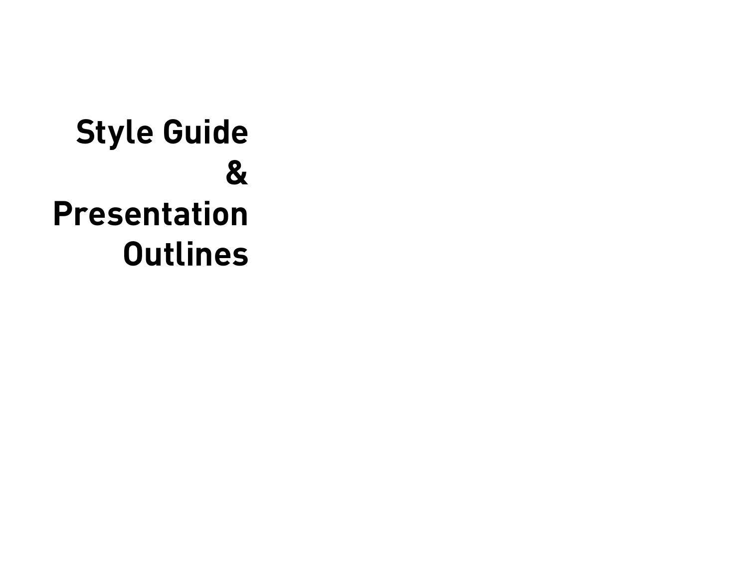# Style Guide & Presentation Outlines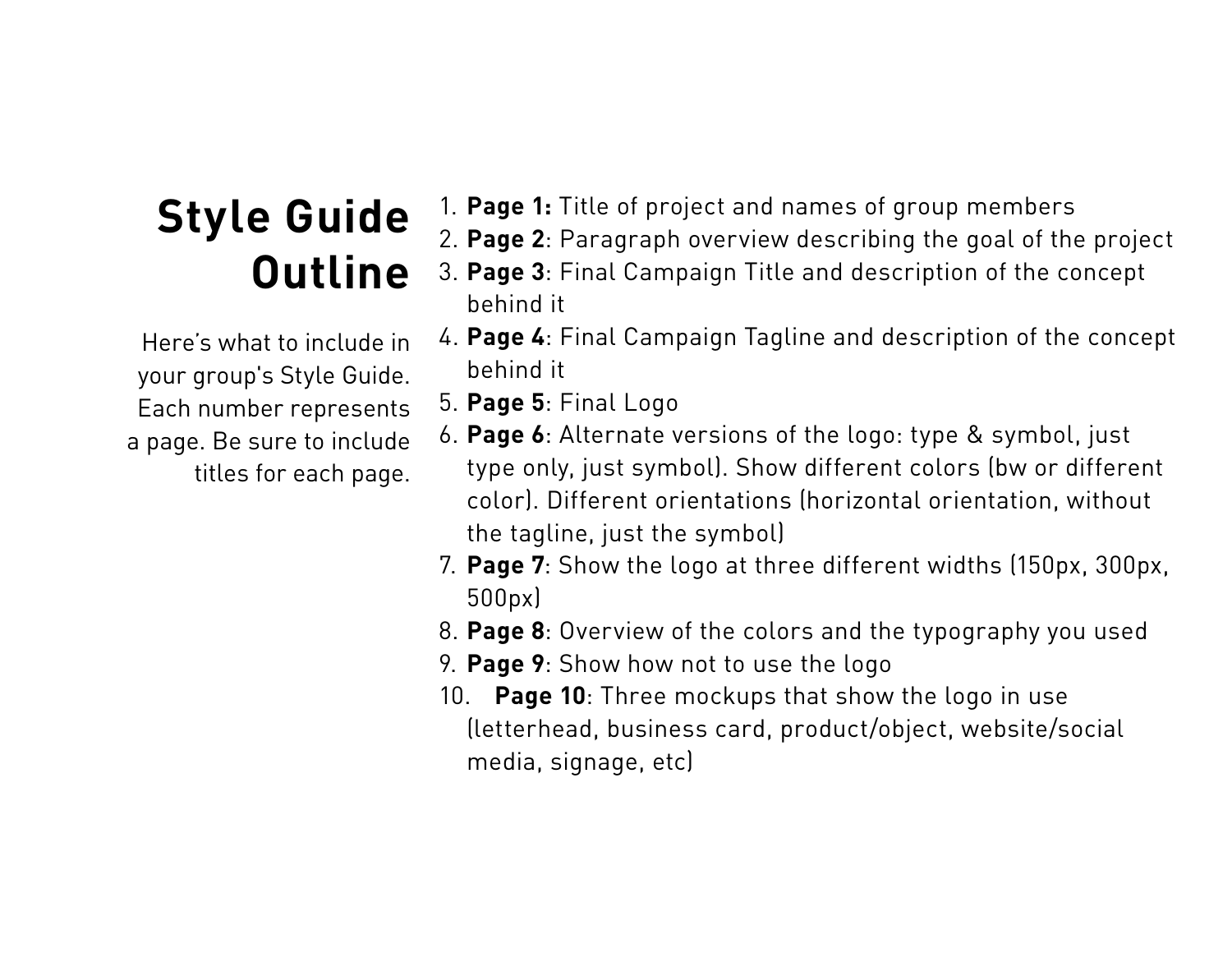# Style Guide Outline

Here's what to include in your group's Style Guide. Each number represents a page. Be sure to include titles for each page.

1. **Page 1:** Title of project and names of group members
2. **Page 2**: Paragraph overview describing the goal of the project
3. **Page 3**: Final Campaign Title and description of the concept behind it
4. **Page 4**: Final Campaign Tagline and description of the concept behind it
5. **Page 5**: Final Logo
6. **Page 6**: Alternate versions of the logo: type & symbol, just type only, just symbol). Show different colors (bw or different color). Different orientations (horizontal orientation, without the tagline, just the symbol)
7. **Page 7**: Show the logo at three different widths (150px, 300px, 500px)
8. **Page 8**: Overview of the colors and the typography you used
9. **Page 9**: Show how not to use the logo
10. **Page 10**: Three mockups that show the logo in use (letterhead, business card, product/object, website/social media, signage, etc)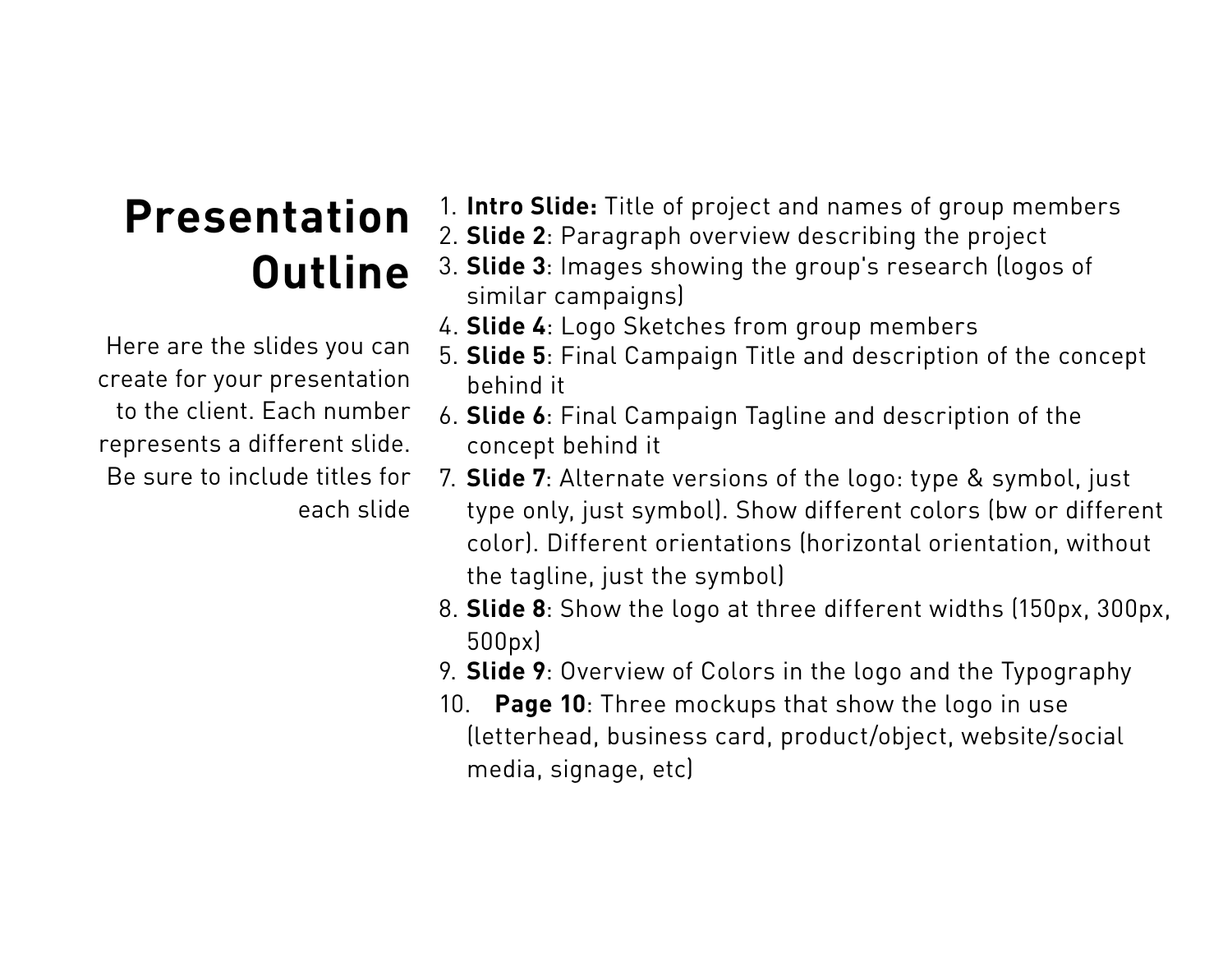# Presentation Outline

Here are the slides you can create for your presentation to the client. Each number represents a different slide. Be sure to include titles for each slide

1. **Intro Slide:** Title of project and names of group members
2. **Slide 2**: Paragraph overview describing the project
3. **Slide 3**: Images showing the group's research (logos of similar campaigns)
4. **Slide 4**: Logo Sketches from group members
5. **Slide 5**: Final Campaign Title and description of the concept behind it
6. **Slide 6**: Final Campaign Tagline and description of the concept behind it
7. **Slide 7**: Alternate versions of the logo: type & symbol, just type only, just symbol). Show different colors (bw or different color). Different orientations (horizontal orientation, without the tagline, just the symbol)
8. **Slide 8**: Show the logo at three different widths (150px, 300px, 500px)
9. **Slide 9**: Overview of Colors in the logo and the Typography
10. **Page 10**: Three mockups that show the logo in use (letterhead, business card, product/object, website/social media, signage, etc)